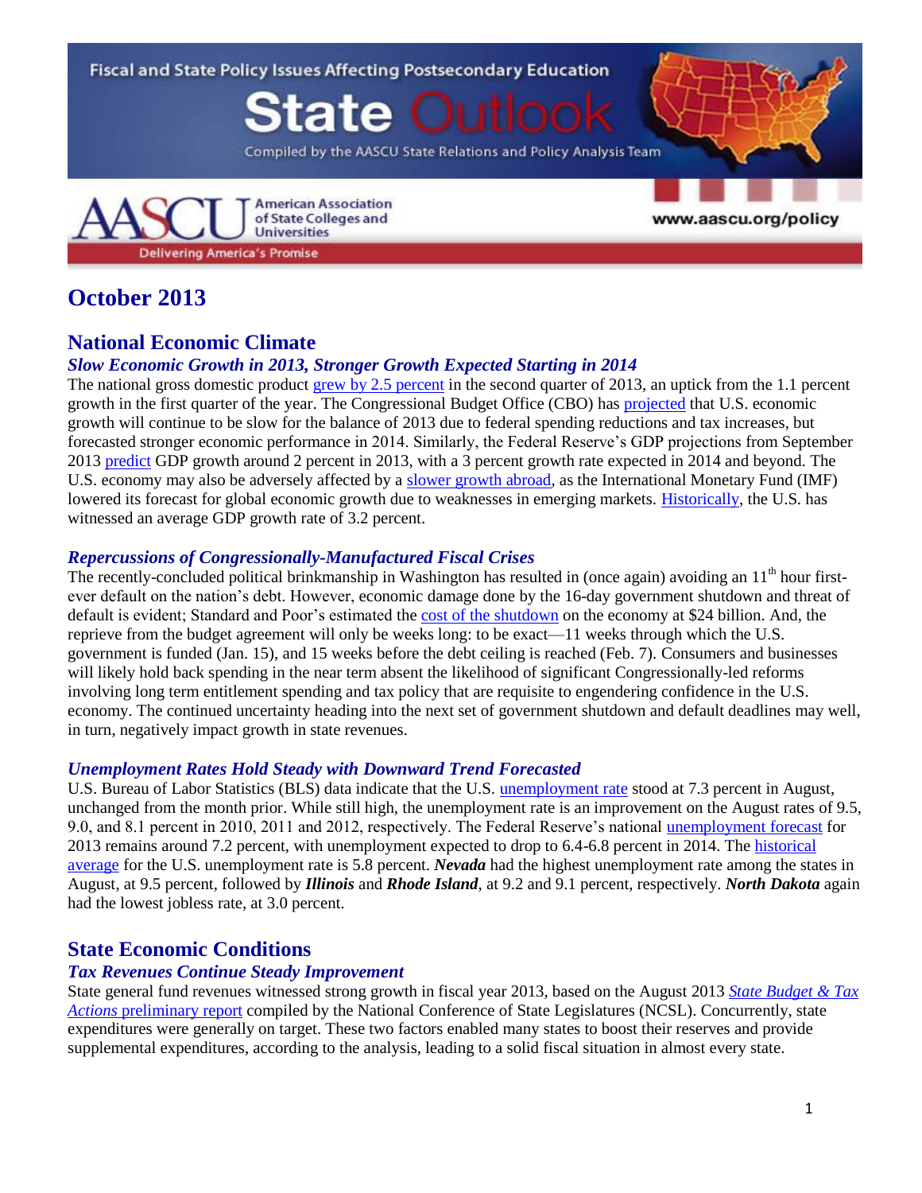Fiscal and State Policy Issues Affecting Postsecondary Education

# State Outlook

Compiled by the AASCU State Relations and Policy Analysis Team

AASCU American Association of State Colleges and Universities

Delivering America's Promise

www.aascu.org/policy

# October 2013

## National Economic Climate

### *Slow Economic Growth in 2013, Stronger Growth Expected Starting in 2014*

The national gross domestic product grew by 2.5 percent in the second quarter of 2013, an uptick from the 1.1 percent growth in the first quarter of the year. The Congressional Budget Office (CBO) has projected that U.S. economic growth will continue to be slow for the balance of 2013 due to federal spending reductions and tax increases, but forecasted stronger economic performance in 2014. Similarly, the Federal Reserve's GDP projections from September 2013 predict GDP growth around 2 percent in 2013, with a 3 percent growth rate expected in 2014 and beyond. The U.S. economy may also be adversely affected by a slower growth abroad, as the International Monetary Fund (IMF) lowered its forecast for global economic growth due to weaknesses in emerging markets. Historically, the U.S. has witnessed an average GDP growth rate of 3.2 percent.

### *Repercussions of Congressionally-Manufactured Fiscal Crises*

The recently-concluded political brinkmanship in Washington has resulted in (once again) avoiding an 11th hour first-ever default on the nation's debt. However, economic damage done by the 16-day government shutdown and threat of default is evident; Standard and Poor's estimated the cost of the shutdown on the economy at $24 billion. And, the reprieve from the budget agreement will only be weeks long: to be exact—11 weeks through which the U.S. government is funded (Jan. 15), and 15 weeks before the debt ceiling is reached (Feb. 7). Consumers and businesses will likely hold back spending in the near term absent the likelihood of significant Congressionally-led reforms involving long term entitlement spending and tax policy that are requisite to engendering confidence in the U.S. economy. The continued uncertainty heading into the next set of government shutdown and default deadlines may well, in turn, negatively impact growth in state revenues.

### *Unemployment Rates Hold Steady with Downward Trend Forecasted*

U.S. Bureau of Labor Statistics (BLS) data indicate that the U.S. unemployment rate stood at 7.3 percent in August, unchanged from the month prior. While still high, the unemployment rate is an improvement on the August rates of 9.5, 9.0, and 8.1 percent in 2010, 2011 and 2012, respectively. The Federal Reserve's national unemployment forecast for 2013 remains around 7.2 percent, with unemployment expected to drop to 6.4-6.8 percent in 2014. The historical average for the U.S. unemployment rate is 5.8 percent. ***Nevada*** had the highest unemployment rate among the states in August, at 9.5 percent, followed by ***Illinois*** and ***Rhode Island***, at 9.2 and 9.1 percent, respectively. ***North Dakota*** again had the lowest jobless rate, at 3.0 percent.

## State Economic Conditions

### *Tax Revenues Continue Steady Improvement*

State general fund revenues witnessed strong growth in fiscal year 2013, based on the August 2013 *State Budget & Tax Actions* preliminary report compiled by the National Conference of State Legislatures (NCSL). Concurrently, state expenditures were generally on target. These two factors enabled many states to boost their reserves and provide supplemental expenditures, according to the analysis, leading to a solid fiscal situation in almost every state.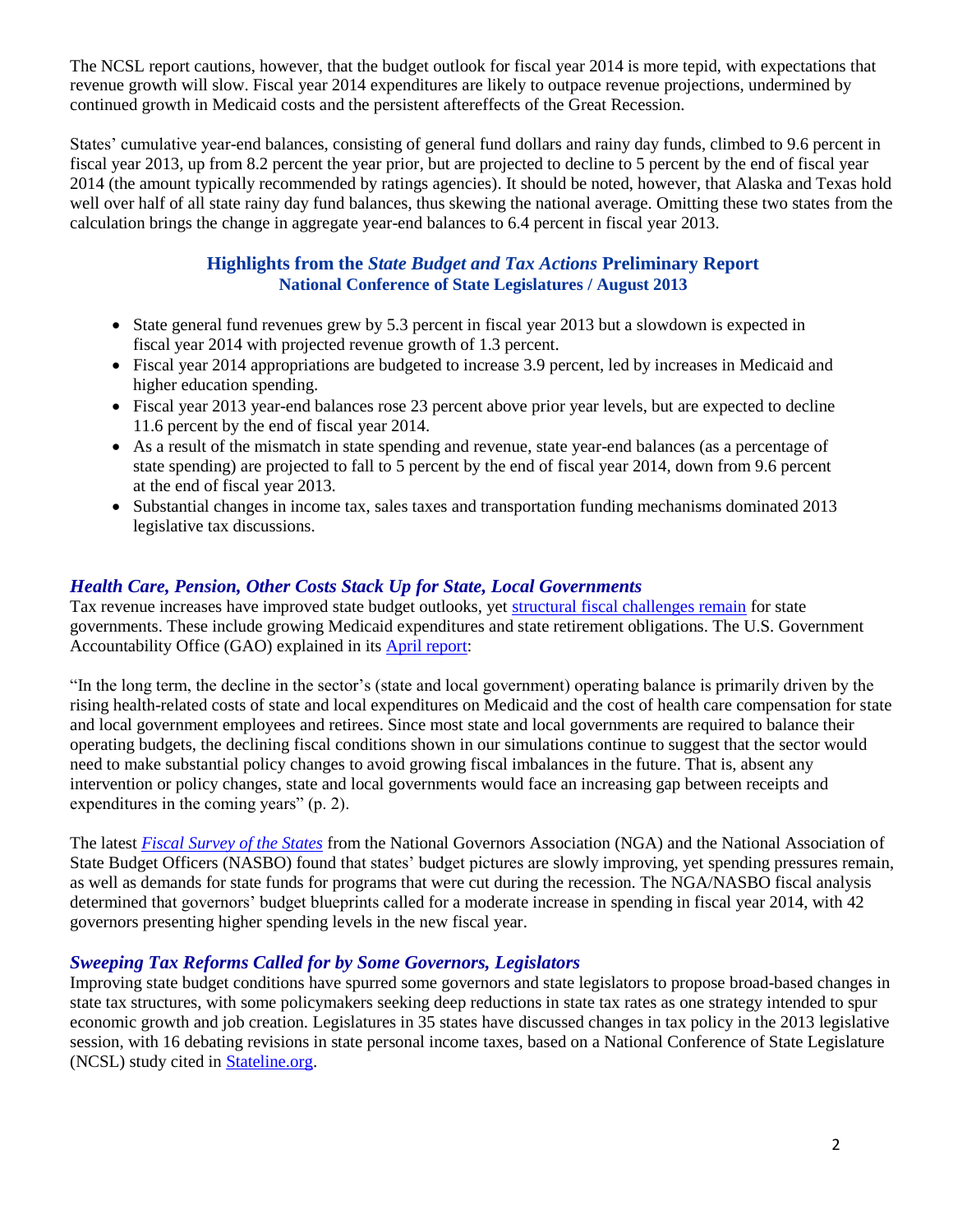The NCSL report cautions, however, that the budget outlook for fiscal year 2014 is more tepid, with expectations that revenue growth will slow. Fiscal year 2014 expenditures are likely to outpace revenue projections, undermined by continued growth in Medicaid costs and the persistent aftereffects of the Great Recession.

States' cumulative year-end balances, consisting of general fund dollars and rainy day funds, climbed to 9.6 percent in fiscal year 2013, up from 8.2 percent the year prior, but are projected to decline to 5 percent by the end of fiscal year 2014 (the amount typically recommended by ratings agencies). It should be noted, however, that Alaska and Texas hold well over half of all state rainy day fund balances, thus skewing the national average. Omitting these two states from the calculation brings the change in aggregate year-end balances to 6.4 percent in fiscal year 2013.

### Highlights from the *State Budget and Tax Actions* Preliminary Report
**National Conference of State Legislatures / August 2013**

- State general fund revenues grew by 5.3 percent in fiscal year 2013 but a slowdown is expected in fiscal year 2014 with projected revenue growth of 1.3 percent.
- Fiscal year 2014 appropriations are budgeted to increase 3.9 percent, led by increases in Medicaid and higher education spending.
- Fiscal year 2013 year-end balances rose 23 percent above prior year levels, but are expected to decline 11.6 percent by the end of fiscal year 2014.
- As a result of the mismatch in state spending and revenue, state year-end balances (as a percentage of state spending) are projected to fall to 5 percent by the end of fiscal year 2014, down from 9.6 percent at the end of fiscal year 2013.
- Substantial changes in income tax, sales taxes and transportation funding mechanisms dominated 2013 legislative tax discussions.

## *Health Care, Pension, Other Costs Stack Up for State, Local Governments*

Tax revenue increases have improved state budget outlooks, yet structural fiscal challenges remain for state governments. These include growing Medicaid expenditures and state retirement obligations. The U.S. Government Accountability Office (GAO) explained in its April report:

"In the long term, the decline in the sector's (state and local government) operating balance is primarily driven by the rising health-related costs of state and local expenditures on Medicaid and the cost of health care compensation for state and local government employees and retirees. Since most state and local governments are required to balance their operating budgets, the declining fiscal conditions shown in our simulations continue to suggest that the sector would need to make substantial policy changes to avoid growing fiscal imbalances in the future. That is, absent any intervention or policy changes, state and local governments would face an increasing gap between receipts and expenditures in the coming years" (p. 2).

The latest *Fiscal Survey of the States* from the National Governors Association (NGA) and the National Association of State Budget Officers (NASBO) found that states' budget pictures are slowly improving, yet spending pressures remain, as well as demands for state funds for programs that were cut during the recession. The NGA/NASBO fiscal analysis determined that governors' budget blueprints called for a moderate increase in spending in fiscal year 2014, with 42 governors presenting higher spending levels in the new fiscal year.

## *Sweeping Tax Reforms Called for by Some Governors, Legislators*

Improving state budget conditions have spurred some governors and state legislators to propose broad-based changes in state tax structures, with some policymakers seeking deep reductions in state tax rates as one strategy intended to spur economic growth and job creation. Legislatures in 35 states have discussed changes in tax policy in the 2013 legislative session, with 16 debating revisions in state personal income taxes, based on a National Conference of State Legislature (NCSL) study cited in Stateline.org.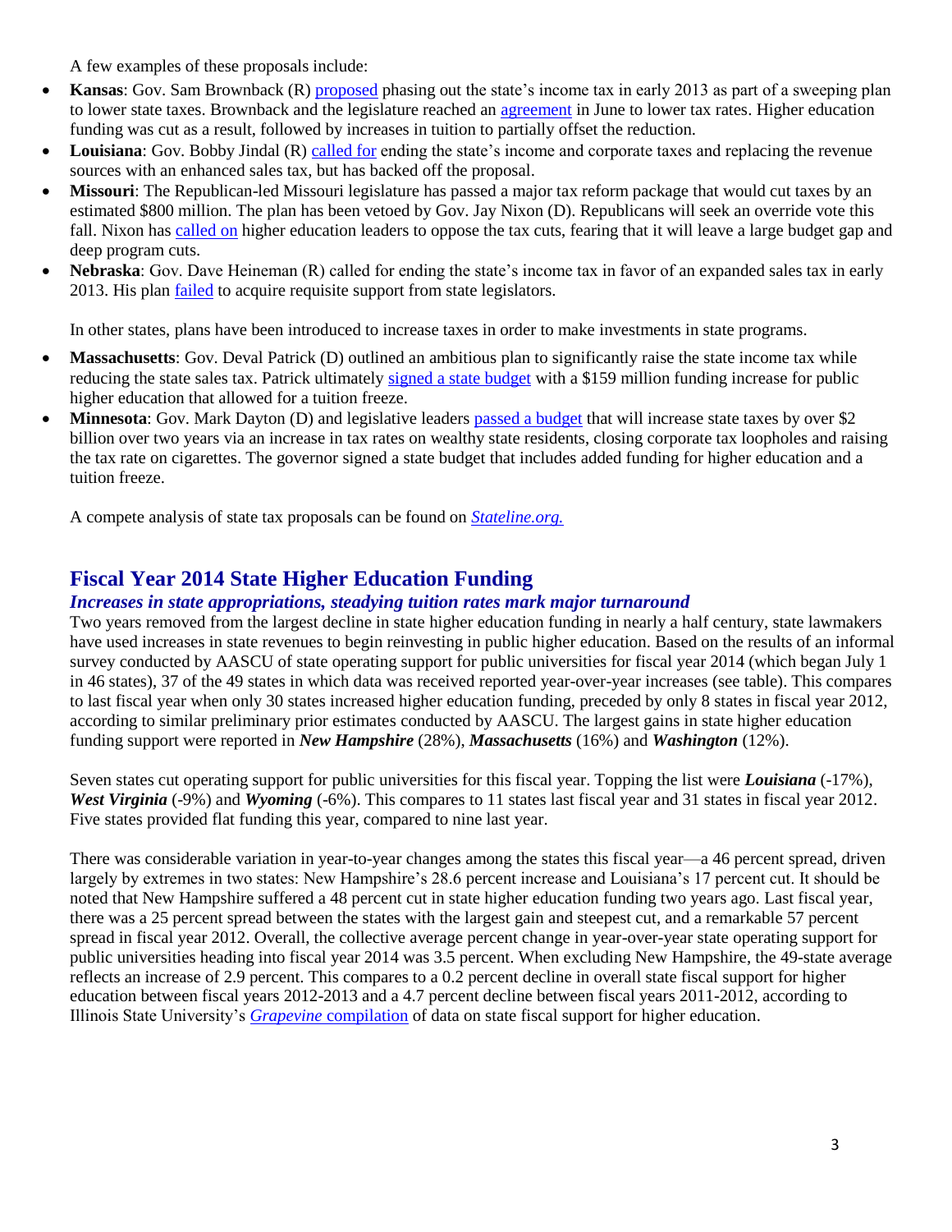A few examples of these proposals include:

- **Kansas**: Gov. Sam Brownback (R) proposed phasing out the state's income tax in early 2013 as part of a sweeping plan to lower state taxes. Brownback and the legislature reached an agreement in June to lower tax rates. Higher education funding was cut as a result, followed by increases in tuition to partially offset the reduction.
- **Louisiana**: Gov. Bobby Jindal (R) called for ending the state's income and corporate taxes and replacing the revenue sources with an enhanced sales tax, but has backed off the proposal.
- **Missouri**: The Republican-led Missouri legislature has passed a major tax reform package that would cut taxes by an estimated $800 million. The plan has been vetoed by Gov. Jay Nixon (D). Republicans will seek an override vote this fall. Nixon has called on higher education leaders to oppose the tax cuts, fearing that it will leave a large budget gap and deep program cuts.
- **Nebraska**: Gov. Dave Heineman (R) called for ending the state's income tax in favor of an expanded sales tax in early 2013. His plan failed to acquire requisite support from state legislators.

In other states, plans have been introduced to increase taxes in order to make investments in state programs.

- **Massachusetts**: Gov. Deval Patrick (D) outlined an ambitious plan to significantly raise the state income tax while reducing the state sales tax. Patrick ultimately signed a state budget with a $159 million funding increase for public higher education that allowed for a tuition freeze.
- **Minnesota**: Gov. Mark Dayton (D) and legislative leaders passed a budget that will increase state taxes by over $2 billion over two years via an increase in tax rates on wealthy state residents, closing corporate tax loopholes and raising the tax rate on cigarettes. The governor signed a state budget that includes added funding for higher education and a tuition freeze.

A compete analysis of state tax proposals can be found on *Stateline.org.*

## Fiscal Year 2014 State Higher Education Funding

### *Increases in state appropriations, steadying tuition rates mark major turnaround*

Two years removed from the largest decline in state higher education funding in nearly a half century, state lawmakers have used increases in state revenues to begin reinvesting in public higher education. Based on the results of an informal survey conducted by AASCU of state operating support for public universities for fiscal year 2014 (which began July 1 in 46 states), 37 of the 49 states in which data was received reported year-over-year increases (see table). This compares to last fiscal year when only 30 states increased higher education funding, preceded by only 8 states in fiscal year 2012, according to similar preliminary prior estimates conducted by AASCU. The largest gains in state higher education funding support were reported in ***New Hampshire*** (28%), ***Massachusetts*** (16%) and ***Washington*** (12%).

Seven states cut operating support for public universities for this fiscal year. Topping the list were ***Louisiana*** (-17%), ***West Virginia*** (-9%) and ***Wyoming*** (-6%). This compares to 11 states last fiscal year and 31 states in fiscal year 2012. Five states provided flat funding this year, compared to nine last year.

There was considerable variation in year-to-year changes among the states this fiscal year—a 46 percent spread, driven largely by extremes in two states: New Hampshire's 28.6 percent increase and Louisiana's 17 percent cut. It should be noted that New Hampshire suffered a 48 percent cut in state higher education funding two years ago. Last fiscal year, there was a 25 percent spread between the states with the largest gain and steepest cut, and a remarkable 57 percent spread in fiscal year 2012. Overall, the collective average percent change in year-over-year state operating support for public universities heading into fiscal year 2014 was 3.5 percent. When excluding New Hampshire, the 49-state average reflects an increase of 2.9 percent. This compares to a 0.2 percent decline in overall state fiscal support for higher education between fiscal years 2012-2013 and a 4.7 percent decline between fiscal years 2011-2012, according to Illinois State University's *Grapevine* compilation of data on state fiscal support for higher education.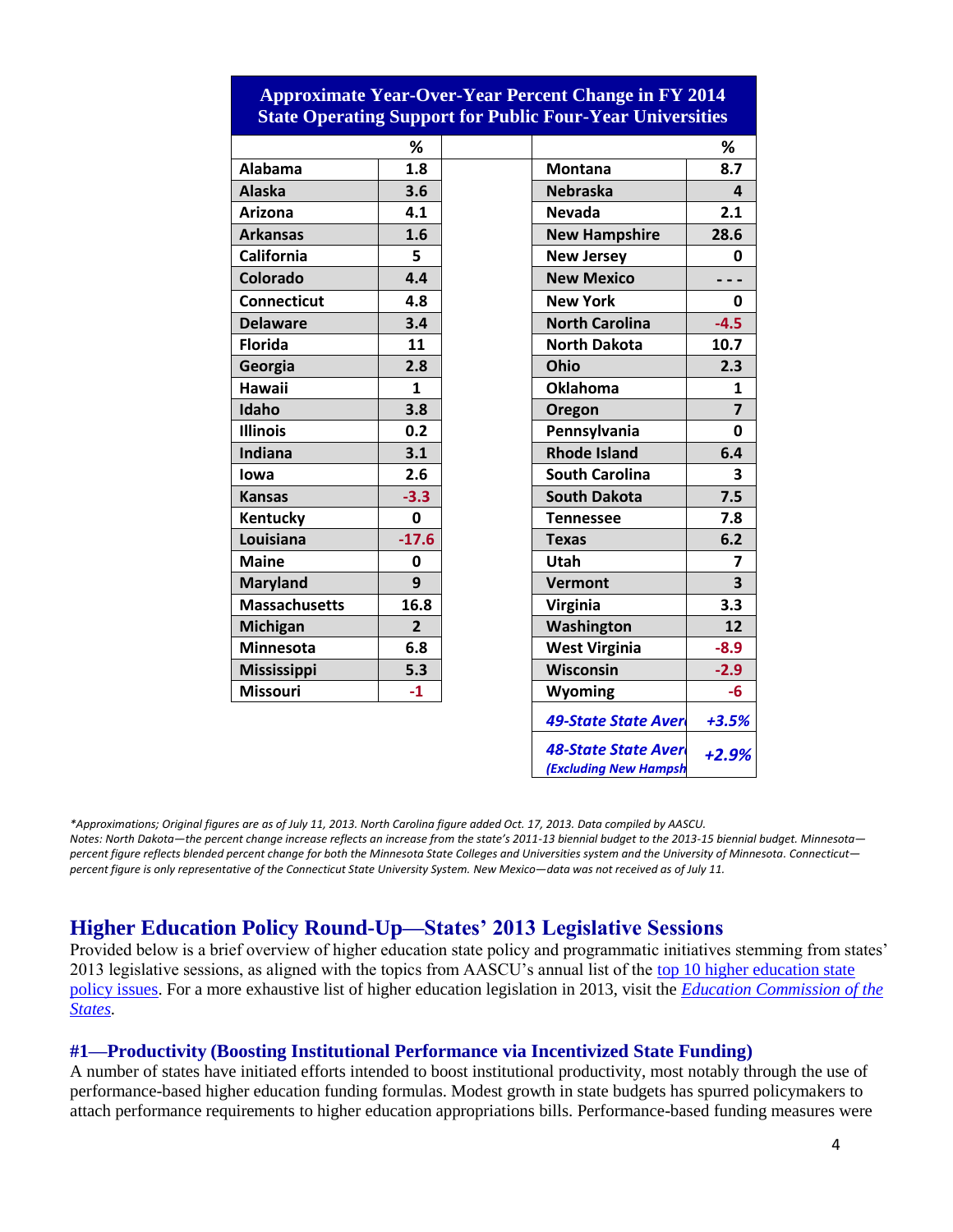| Approximate Year-Over-Year Percent Change in FY 2014 State Operating Support for Public Four-Year Universities | | | | |
|---|---|---|---|---|
| | % | | | % |
| Alabama | 1.8 | | Montana | 8.7 |
| Alaska | 3.6 | | Nebraska | 4 |
| Arizona | 4.1 | | Nevada | 2.1 |
| Arkansas | 1.6 | | New Hampshire | 28.6 |
| California | 5 | | New Jersey | 0 |
| Colorado | 4.4 | | New Mexico | - - - |
| Connecticut | 4.8 | | New York | 0 |
| Delaware | 3.4 | | North Carolina | -4.5 |
| Florida | 11 | | North Dakota | 10.7 |
| Georgia | 2.8 | | Ohio | 2.3 |
| Hawaii | 1 | | Oklahoma | 1 |
| Idaho | 3.8 | | Oregon | 7 |
| Illinois | 0.2 | | Pennsylvania | 0 |
| Indiana | 3.1 | | Rhode Island | 6.4 |
| Iowa | 2.6 | | South Carolina | 3 |
| Kansas | -3.3 | | South Dakota | 7.5 |
| Kentucky | 0 | | Tennessee | 7.8 |
| Louisiana | -17.6 | | Texas | 6.2 |
| Maine | 0 | | Utah | 7 |
| Maryland | 9 | | Vermont | 3 |
| Massachusetts | 16.8 | | Virginia | 3.3 |
| Michigan | 2 | | Washington | 12 |
| Minnesota | 6.8 | | West Virginia | -8.9 |
| Mississippi | 5.3 | | Wisconsin | -2.9 |
| Missouri | -1 | | Wyoming | -6 |
| | | | *49-State State Aver* | *+3.5%* |
| | | | *48-State State Aver (Excluding New Hampsh* | *+2.9%* |

*\*Approximations; Original figures are as of July 11, 2013. North Carolina figure added Oct. 17, 2013. Data compiled by AASCU.*
*Notes: North Dakota—the percent change increase reflects an increase from the state's 2011-13 biennial budget to the 2013-15 biennial budget. Minnesota—percent figure reflects blended percent change for both the Minnesota State Colleges and Universities system and the University of Minnesota. Connecticut—percent figure is only representative of the Connecticut State University System. New Mexico—data was not received as of July 11.*

## Higher Education Policy Round-Up—States' 2013 Legislative Sessions

Provided below is a brief overview of higher education state policy and programmatic initiatives stemming from states' 2013 legislative sessions, as aligned with the topics from AASCU's annual list of the top 10 higher education state policy issues. For a more exhaustive list of higher education legislation in 2013, visit the *Education Commission of the States*.

### #1—Productivity (Boosting Institutional Performance via Incentivized State Funding)

A number of states have initiated efforts intended to boost institutional productivity, most notably through the use of performance-based higher education funding formulas. Modest growth in state budgets has spurred policymakers to attach performance requirements to higher education appropriations bills. Performance-based funding measures were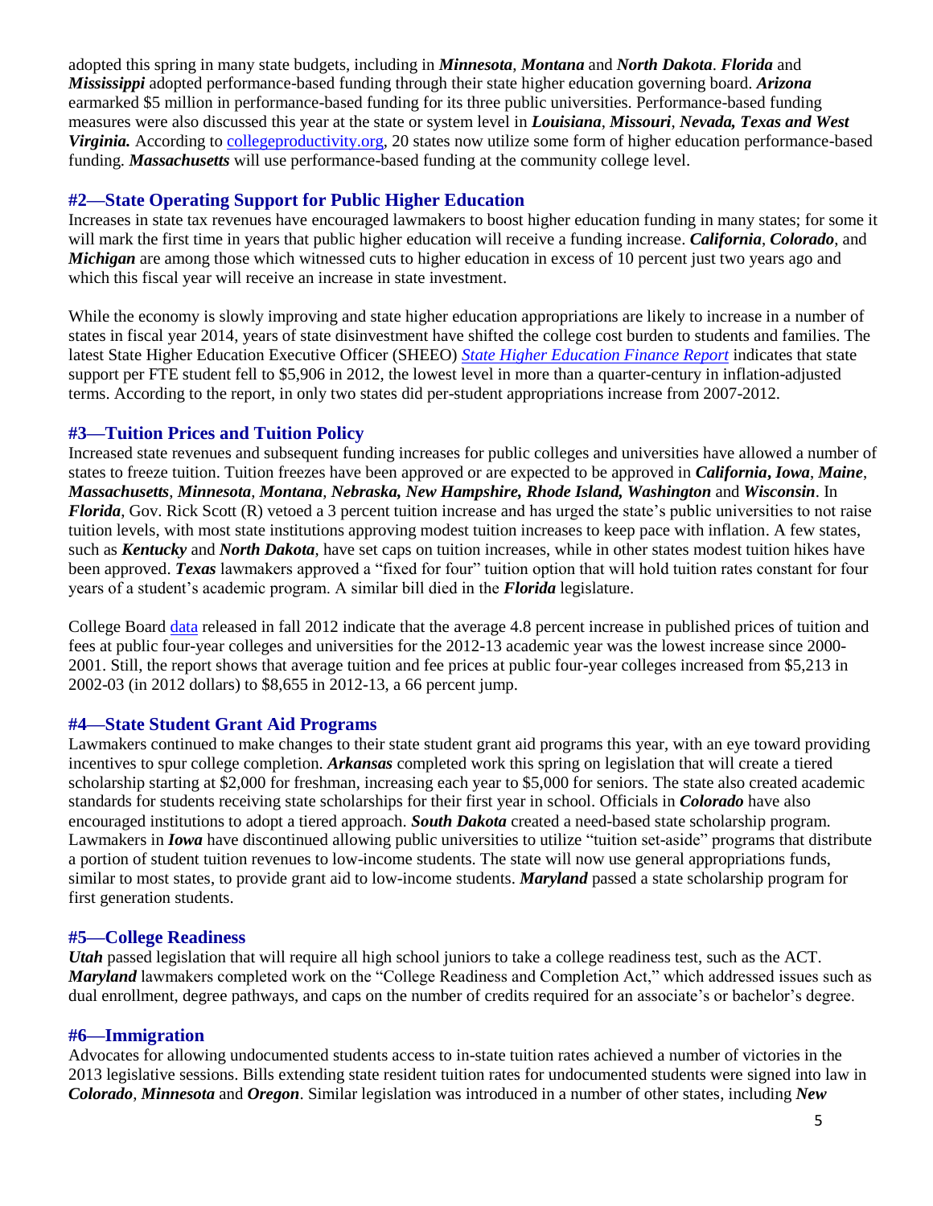adopted this spring in many state budgets, including in ***Minnesota***, ***Montana*** and ***North Dakota***. ***Florida*** and ***Mississippi*** adopted performance-based funding through their state higher education governing board. ***Arizona*** earmarked $5 million in performance-based funding for its three public universities. Performance-based funding measures were also discussed this year at the state or system level in ***Louisiana***, ***Missouri***, ***Nevada, Texas and West Virginia.*** According to [collegeproductivity.org](collegeproductivity.org), 20 states now utilize some form of higher education performance-based funding. ***Massachusetts*** will use performance-based funding at the community college level.

## #2—State Operating Support for Public Higher Education

Increases in state tax revenues have encouraged lawmakers to boost higher education funding in many states; for some it will mark the first time in years that public higher education will receive a funding increase. ***California***, ***Colorado***, and ***Michigan*** are among those which witnessed cuts to higher education in excess of 10 percent just two years ago and which this fiscal year will receive an increase in state investment.

While the economy is slowly improving and state higher education appropriations are likely to increase in a number of states in fiscal year 2014, years of state disinvestment have shifted the college cost burden to students and families. The latest State Higher Education Executive Officer (SHEEO) *State Higher Education Finance Report* indicates that state support per FTE student fell to $5,906 in 2012, the lowest level in more than a quarter-century in inflation-adjusted terms. According to the report, in only two states did per-student appropriations increase from 2007-2012.

## #3—Tuition Prices and Tuition Policy

Increased state revenues and subsequent funding increases for public colleges and universities have allowed a number of states to freeze tuition. Tuition freezes have been approved or are expected to be approved in ***California***, ***Iowa***, ***Maine***, ***Massachusetts***, ***Minnesota***, ***Montana***, ***Nebraska, New Hampshire, Rhode Island, Washington*** and ***Wisconsin***. In ***Florida***, Gov. Rick Scott (R) vetoed a 3 percent tuition increase and has urged the state's public universities to not raise tuition levels, with most state institutions approving modest tuition increases to keep pace with inflation. A few states, such as ***Kentucky*** and ***North Dakota***, have set caps on tuition increases, while in other states modest tuition hikes have been approved. ***Texas*** lawmakers approved a "fixed for four" tuition option that will hold tuition rates constant for four years of a student's academic program. A similar bill died in the ***Florida*** legislature.

College Board data released in fall 2012 indicate that the average 4.8 percent increase in published prices of tuition and fees at public four-year colleges and universities for the 2012-13 academic year was the lowest increase since 2000-2001. Still, the report shows that average tuition and fee prices at public four-year colleges increased from $5,213 in 2002-03 (in 2012 dollars) to $8,655 in 2012-13, a 66 percent jump.

## #4—State Student Grant Aid Programs

Lawmakers continued to make changes to their state student grant aid programs this year, with an eye toward providing incentives to spur college completion. ***Arkansas*** completed work this spring on legislation that will create a tiered scholarship starting at $2,000 for freshman, increasing each year to $5,000 for seniors. The state also created academic standards for students receiving state scholarships for their first year in school. Officials in ***Colorado*** have also encouraged institutions to adopt a tiered approach. ***South Dakota*** created a need-based state scholarship program. Lawmakers in ***Iowa*** have discontinued allowing public universities to utilize "tuition set-aside" programs that distribute a portion of student tuition revenues to low-income students. The state will now use general appropriations funds, similar to most states, to provide grant aid to low-income students. ***Maryland*** passed a state scholarship program for first generation students.

## #5—College Readiness

***Utah*** passed legislation that will require all high school juniors to take a college readiness test, such as the ACT. ***Maryland*** lawmakers completed work on the "College Readiness and Completion Act," which addressed issues such as dual enrollment, degree pathways, and caps on the number of credits required for an associate's or bachelor's degree.

## #6—Immigration

Advocates for allowing undocumented students access to in-state tuition rates achieved a number of victories in the 2013 legislative sessions. Bills extending state resident tuition rates for undocumented students were signed into law in ***Colorado***, ***Minnesota*** and ***Oregon***. Similar legislation was introduced in a number of other states, including ***New***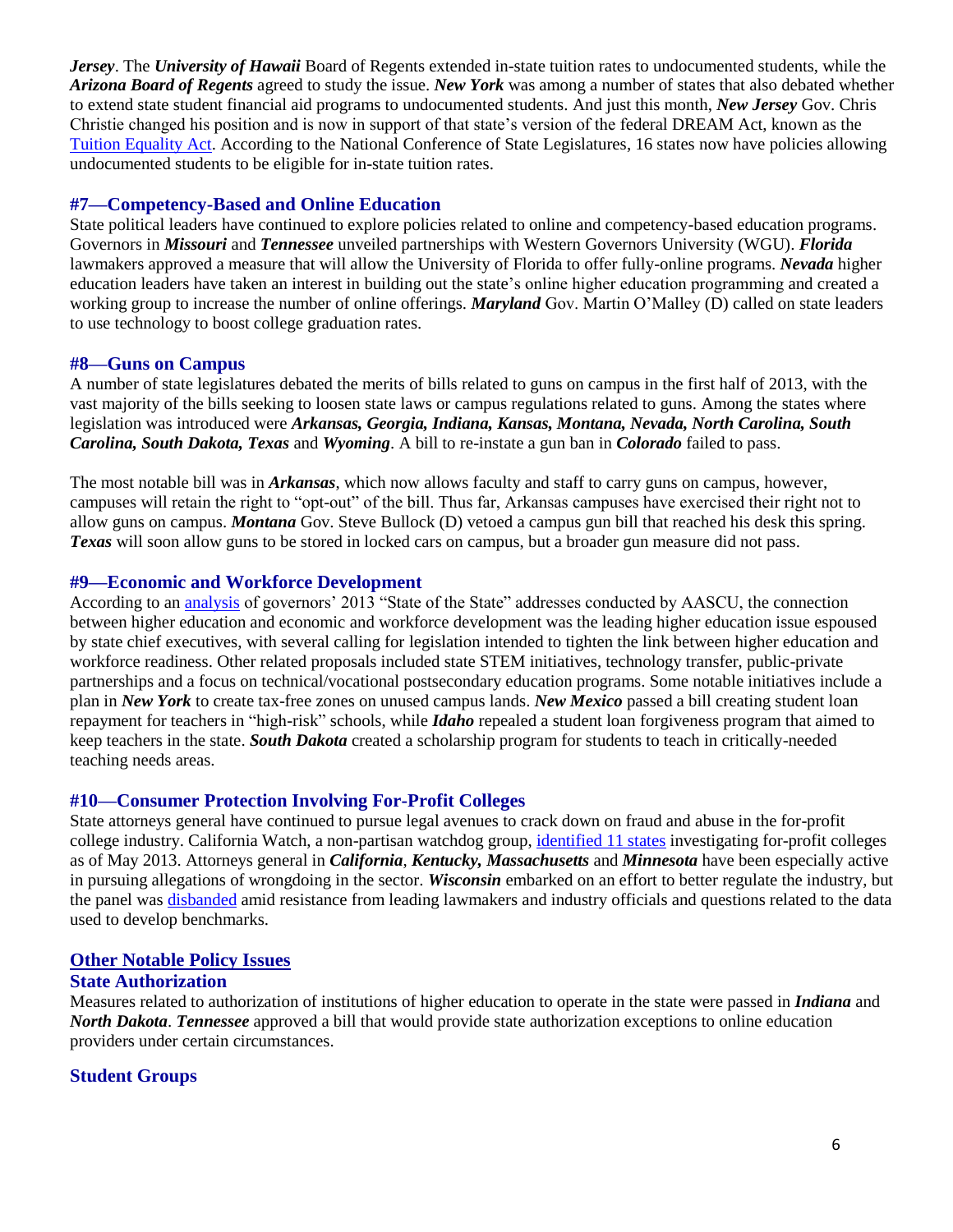***Jersey***. The ***University of Hawaii*** Board of Regents extended in-state tuition rates to undocumented students, while the ***Arizona Board of Regents*** agreed to study the issue. ***New York*** was among a number of states that also debated whether to extend state student financial aid programs to undocumented students. And just this month, ***New Jersey*** Gov. Chris Christie changed his position and is now in support of that state's version of the federal DREAM Act, known as the [Tuition Equality Act](). According to the National Conference of State Legislatures, 16 states now have policies allowing undocumented students to be eligible for in-state tuition rates.

### #7—Competency-Based and Online Education

State political leaders have continued to explore policies related to online and competency-based education programs. Governors in ***Missouri*** and ***Tennessee*** unveiled partnerships with Western Governors University (WGU). ***Florida*** lawmakers approved a measure that will allow the University of Florida to offer fully-online programs. ***Nevada*** higher education leaders have taken an interest in building out the state's online higher education programming and created a working group to increase the number of online offerings. ***Maryland*** Gov. Martin O'Malley (D) called on state leaders to use technology to boost college graduation rates.

### #8—Guns on Campus

A number of state legislatures debated the merits of bills related to guns on campus in the first half of 2013, with the vast majority of the bills seeking to loosen state laws or campus regulations related to guns. Among the states where legislation was introduced were ***Arkansas, Georgia, Indiana, Kansas, Montana, Nevada, North Carolina, South Carolina, South Dakota, Texas*** and ***Wyoming***. A bill to re-instate a gun ban in ***Colorado*** failed to pass.

The most notable bill was in ***Arkansas***, which now allows faculty and staff to carry guns on campus, however, campuses will retain the right to "opt-out" of the bill. Thus far, Arkansas campuses have exercised their right not to allow guns on campus. ***Montana*** Gov. Steve Bullock (D) vetoed a campus gun bill that reached his desk this spring. ***Texas*** will soon allow guns to be stored in locked cars on campus, but a broader gun measure did not pass.

### #9—Economic and Workforce Development

According to an [analysis]() of governors' 2013 "State of the State" addresses conducted by AASCU, the connection between higher education and economic and workforce development was the leading higher education issue espoused by state chief executives, with several calling for legislation intended to tighten the link between higher education and workforce readiness. Other related proposals included state STEM initiatives, technology transfer, public-private partnerships and a focus on technical/vocational postsecondary education programs. Some notable initiatives include a plan in ***New York*** to create tax-free zones on unused campus lands. ***New Mexico*** passed a bill creating student loan repayment for teachers in "high-risk" schools, while ***Idaho*** repealed a student loan forgiveness program that aimed to keep teachers in the state. ***South Dakota*** created a scholarship program for students to teach in critically-needed teaching needs areas.

### #10—Consumer Protection Involving For-Profit Colleges

State attorneys general have continued to pursue legal avenues to crack down on fraud and abuse in the for-profit college industry. California Watch, a non-partisan watchdog group, [identified 11 states]() investigating for-profit colleges as of May 2013. Attorneys general in ***California***, ***Kentucky, Massachusetts*** and ***Minnesota*** have been especially active in pursuing allegations of wrongdoing in the sector. ***Wisconsin*** embarked on an effort to better regulate the industry, but the panel was [disbanded]() amid resistance from leading lawmakers and industry officials and questions related to the data used to develop benchmarks.

## Other Notable Policy Issues

### State Authorization

Measures related to authorization of institutions of higher education to operate in the state were passed in ***Indiana*** and ***North Dakota***. ***Tennessee*** approved a bill that would provide state authorization exceptions to online education providers under certain circumstances.

### Student Groups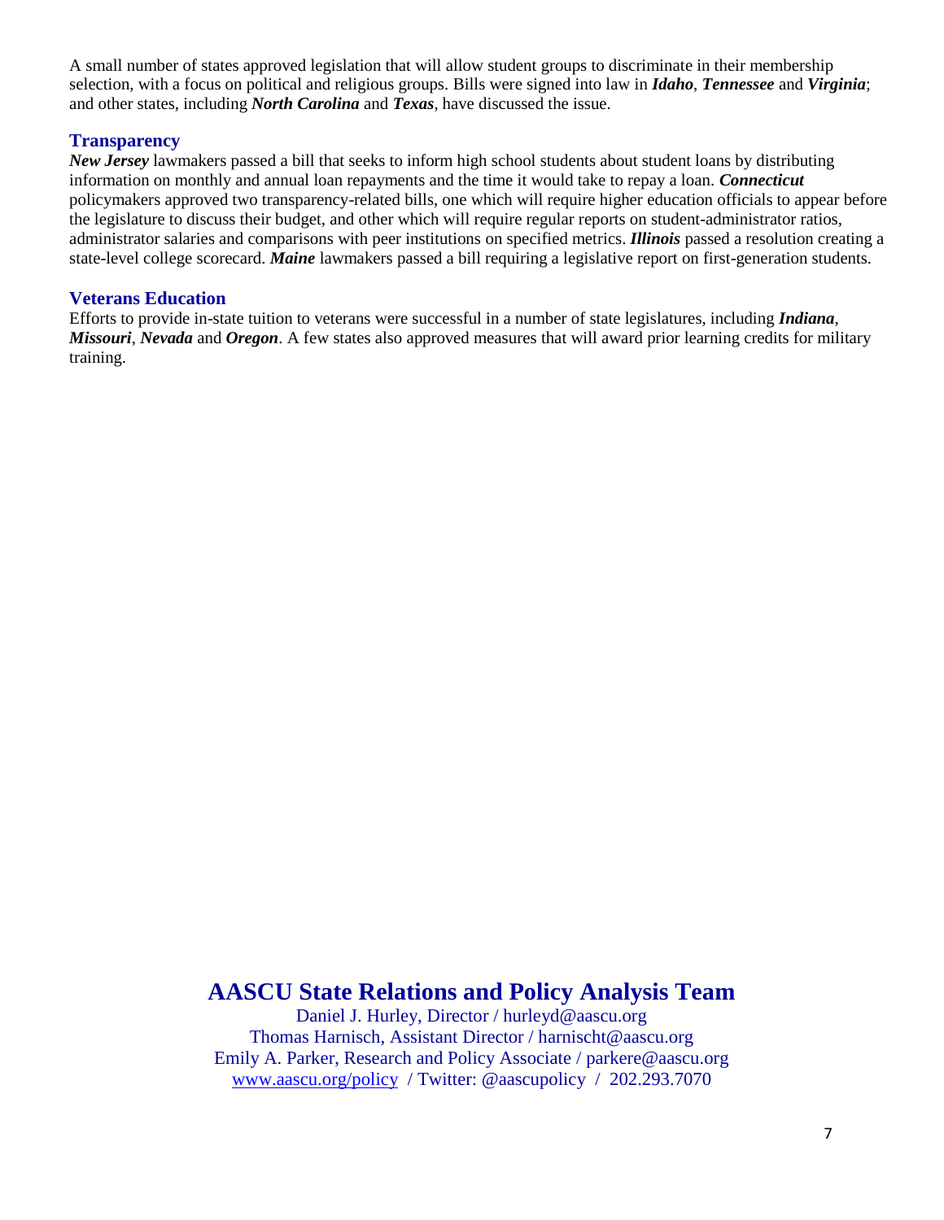A small number of states approved legislation that will allow student groups to discriminate in their membership selection, with a focus on political and religious groups. Bills were signed into law in ***Idaho***, ***Tennessee*** and ***Virginia***; and other states, including ***North Carolina*** and ***Texas***, have discussed the issue.

### Transparency

***New Jersey*** lawmakers passed a bill that seeks to inform high school students about student loans by distributing information on monthly and annual loan repayments and the time it would take to repay a loan. ***Connecticut*** policymakers approved two transparency-related bills, one which will require higher education officials to appear before the legislature to discuss their budget, and other which will require regular reports on student-administrator ratios, administrator salaries and comparisons with peer institutions on specified metrics. ***Illinois*** passed a resolution creating a state-level college scorecard. ***Maine*** lawmakers passed a bill requiring a legislative report on first-generation students.

### Veterans Education

Efforts to provide in-state tuition to veterans were successful in a number of state legislatures, including ***Indiana***, ***Missouri***, ***Nevada*** and ***Oregon***. A few states also approved measures that will award prior learning credits for military training.

## AASCU State Relations and Policy Analysis Team

Daniel J. Hurley, Director / hurleyd@aascu.org
Thomas Harnisch, Assistant Director / harnischt@aascu.org
Emily A. Parker, Research and Policy Associate / parkere@aascu.org
www.aascu.org/policy / Twitter: @aascupolicy / 202.293.7070